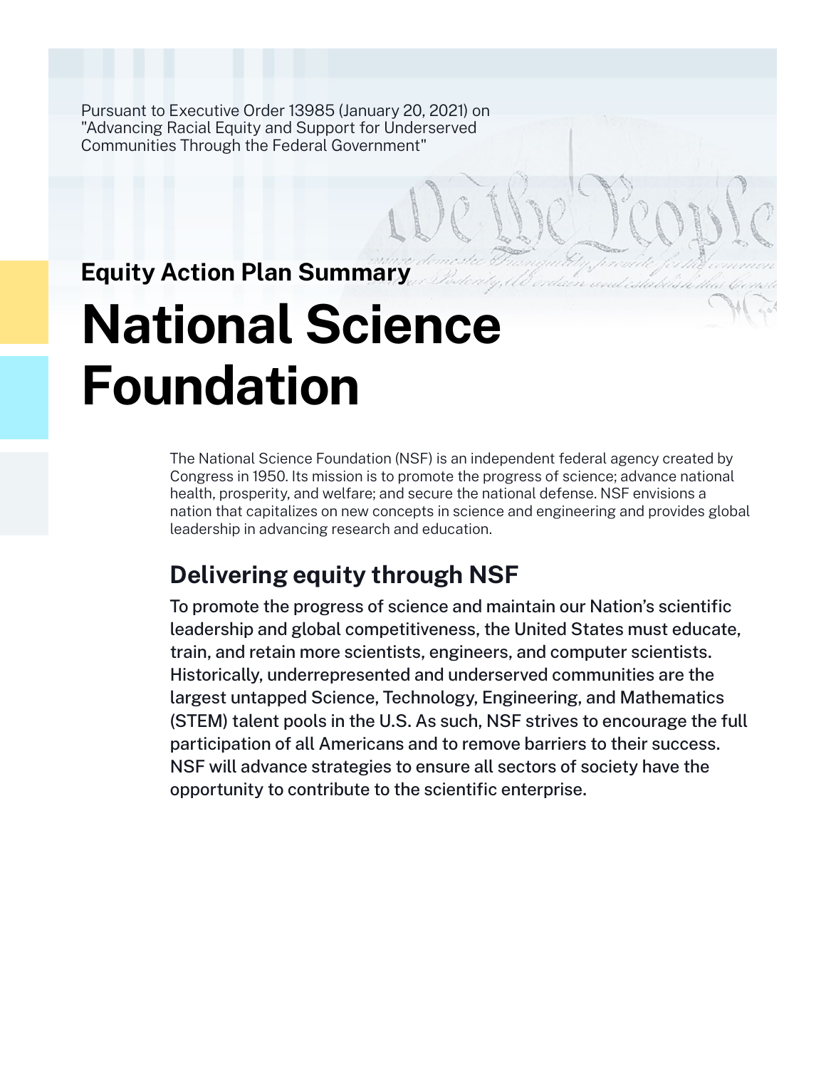Pursuant to Executive Order 13985 (January 20, 2021) on "Advancing Racial Equity and Support for Underserved Communities Through the Federal Government"

**Equity Action Plan Summary**

# National Science Foundation

The National Science Foundation (NSF) is an independent federal agency created by Congress in 1950. Its mission is to promote the progress of science; advance national health, prosperity, and welfare; and secure the national defense. NSF envisions a nation that capitalizes on new concepts in science and engineering and provides global leadership in advancing research and education.

## Delivering equity through NSF

To promote the progress of science and maintain our Nation's scientific leadership and global competitiveness, the United States must educate, train, and retain more scientists, engineers, and computer scientists. Historically, underrepresented and underserved communities are the largest untapped Science, Technology, Engineering, and Mathematics (STEM) talent pools in the U.S. As such, NSF strives to encourage the full participation of all Americans and to remove barriers to their success. NSF will advance strategies to ensure all sectors of society have the opportunity to contribute to the scientific enterprise.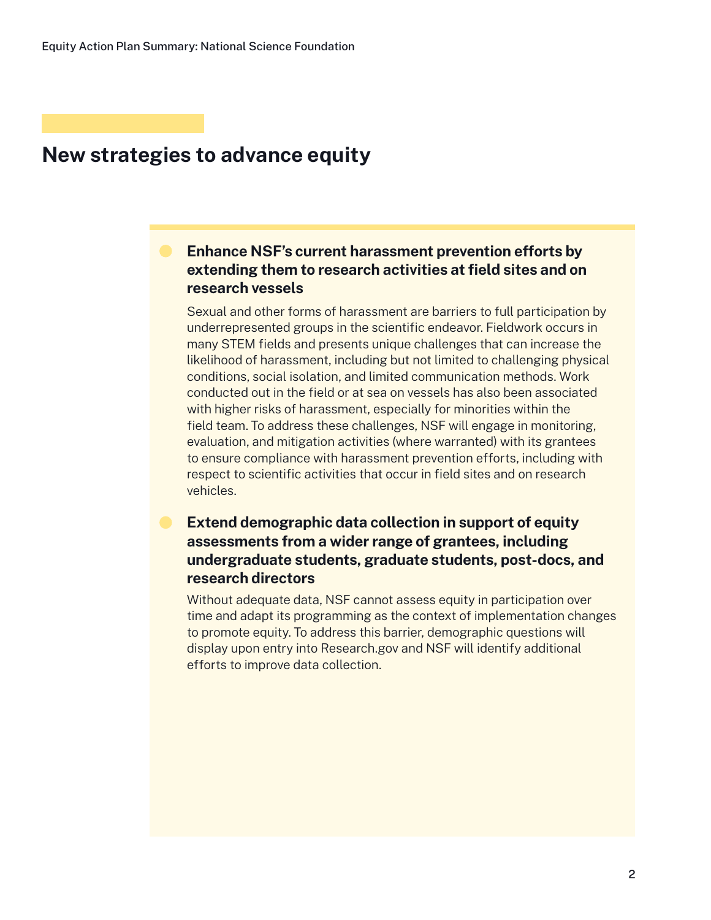## New strategies to advance equity

- **Enhance NSF's current harassment prevention efforts by extending them to research activities at field sites and on research vessels**

  Sexual and other forms of harassment are barriers to full participation by underrepresented groups in the scientific endeavor. Fieldwork occurs in many STEM fields and presents unique challenges that can increase the likelihood of harassment, including but not limited to challenging physical conditions, social isolation, and limited communication methods. Work conducted out in the field or at sea on vessels has also been associated with higher risks of harassment, especially for minorities within the field team. To address these challenges, NSF will engage in monitoring, evaluation, and mitigation activities (where warranted) with its grantees to ensure compliance with harassment prevention efforts, including with respect to scientific activities that occur in field sites and on research vehicles.

- **Extend demographic data collection in support of equity assessments from a wider range of grantees, including undergraduate students, graduate students, post-docs, and research directors**

  Without adequate data, NSF cannot assess equity in participation over time and adapt its programming as the context of implementation changes to promote equity. To address this barrier, demographic questions will display upon entry into Research.gov and NSF will identify additional efforts to improve data collection.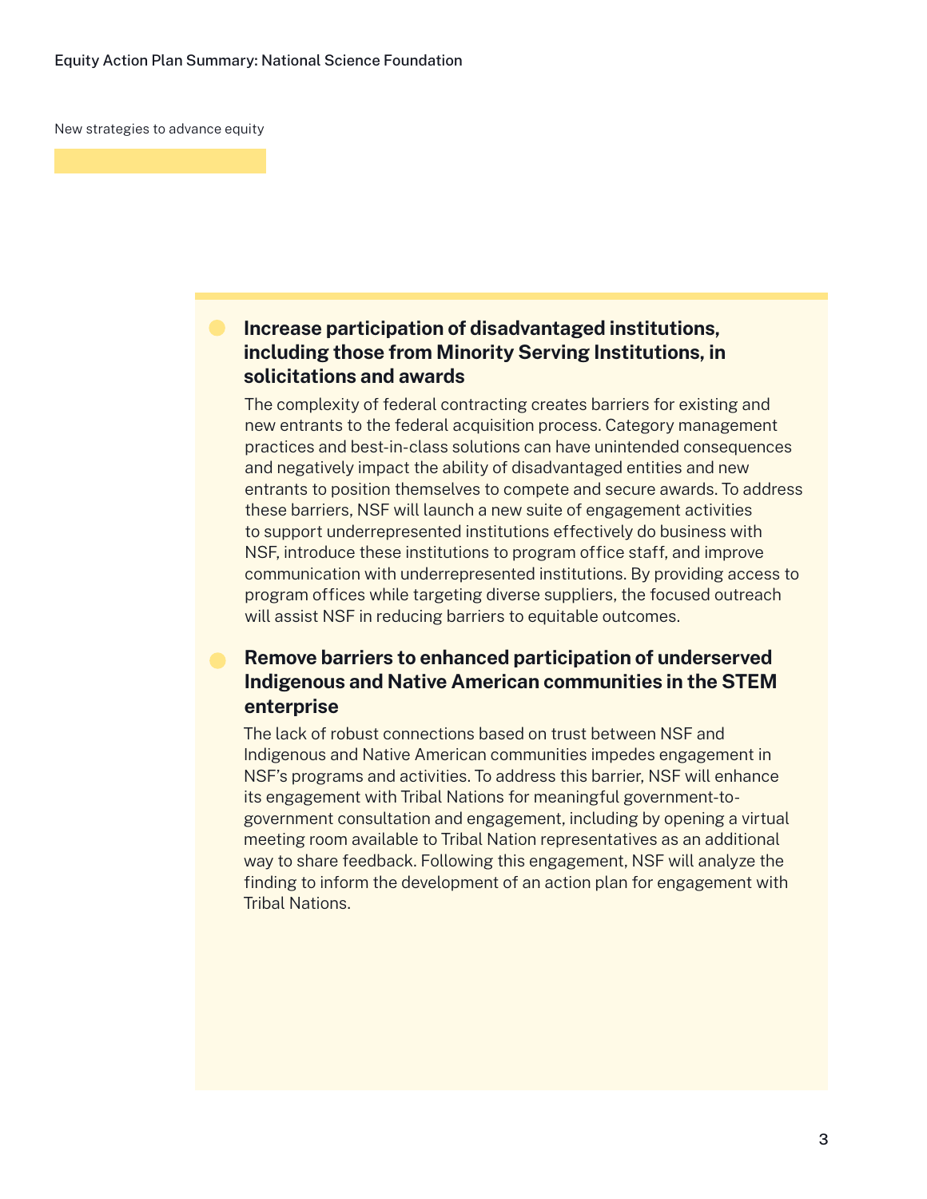New strategies to advance equity

### Increase participation of disadvantaged institutions, including those from Minority Serving Institutions, in solicitations and awards

The complexity of federal contracting creates barriers for existing and new entrants to the federal acquisition process. Category management practices and best-in-class solutions can have unintended consequences and negatively impact the ability of disadvantaged entities and new entrants to position themselves to compete and secure awards. To address these barriers, NSF will launch a new suite of engagement activities to support underrepresented institutions effectively do business with NSF, introduce these institutions to program office staff, and improve communication with underrepresented institutions. By providing access to program offices while targeting diverse suppliers, the focused outreach will assist NSF in reducing barriers to equitable outcomes.

### Remove barriers to enhanced participation of underserved Indigenous and Native American communities in the STEM enterprise

The lack of robust connections based on trust between NSF and Indigenous and Native American communities impedes engagement in NSF's programs and activities. To address this barrier, NSF will enhance its engagement with Tribal Nations for meaningful government-to-government consultation and engagement, including by opening a virtual meeting room available to Tribal Nation representatives as an additional way to share feedback. Following this engagement, NSF will analyze the finding to inform the development of an action plan for engagement with Tribal Nations.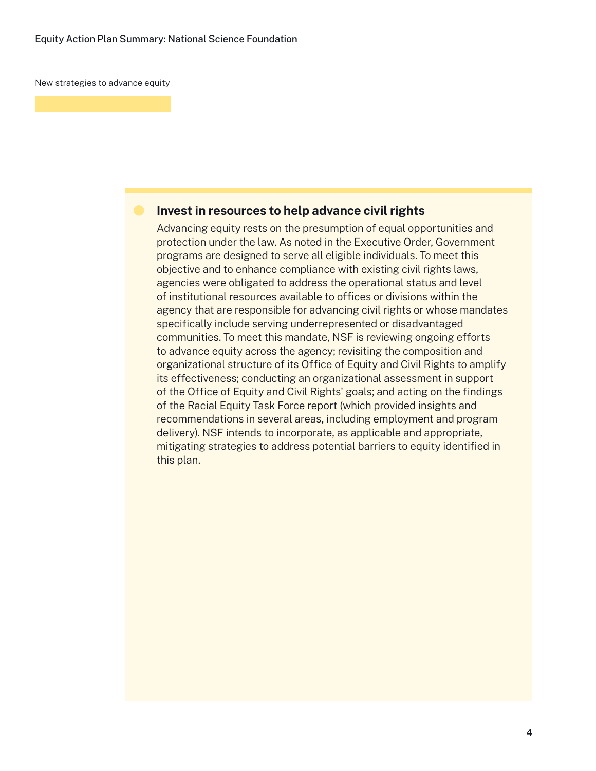New strategies to advance equity

### Invest in resources to help advance civil rights

Advancing equity rests on the presumption of equal opportunities and protection under the law. As noted in the Executive Order, Government programs are designed to serve all eligible individuals. To meet this objective and to enhance compliance with existing civil rights laws, agencies were obligated to address the operational status and level of institutional resources available to offices or divisions within the agency that are responsible for advancing civil rights or whose mandates specifically include serving underrepresented or disadvantaged communities. To meet this mandate, NSF is reviewing ongoing efforts to advance equity across the agency; revisiting the composition and organizational structure of its Office of Equity and Civil Rights to amplify its effectiveness; conducting an organizational assessment in support of the Office of Equity and Civil Rights' goals; and acting on the findings of the Racial Equity Task Force report (which provided insights and recommendations in several areas, including employment and program delivery). NSF intends to incorporate, as applicable and appropriate, mitigating strategies to address potential barriers to equity identified in this plan.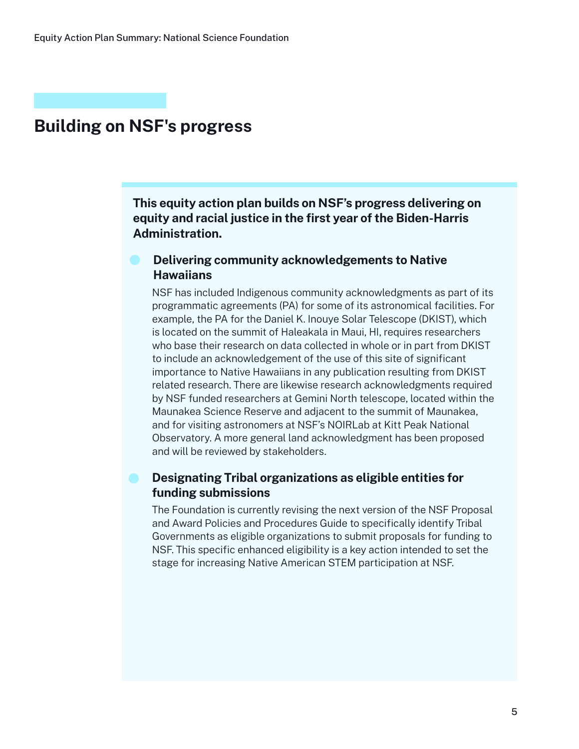## Building on NSF's progress

**This equity action plan builds on NSF's progress delivering on equity and racial justice in the first year of the Biden-Harris Administration.**

- ### Delivering community acknowledgements to Native Hawaiians

  NSF has included Indigenous community acknowledgments as part of its programmatic agreements (PA) for some of its astronomical facilities. For example, the PA for the Daniel K. Inouye Solar Telescope (DKIST), which is located on the summit of Haleakala in Maui, HI, requires researchers who base their research on data collected in whole or in part from DKIST to include an acknowledgement of the use of this site of significant importance to Native Hawaiians in any publication resulting from DKIST related research. There are likewise research acknowledgments required by NSF funded researchers at Gemini North telescope, located within the Maunakea Science Reserve and adjacent to the summit of Maunakea, and for visiting astronomers at NSF's NOIRLab at Kitt Peak National Observatory. A more general land acknowledgment has been proposed and will be reviewed by stakeholders.

- ### Designating Tribal organizations as eligible entities for funding submissions

  The Foundation is currently revising the next version of the NSF Proposal and Award Policies and Procedures Guide to specifically identify Tribal Governments as eligible organizations to submit proposals for funding to NSF. This specific enhanced eligibility is a key action intended to set the stage for increasing Native American STEM participation at NSF.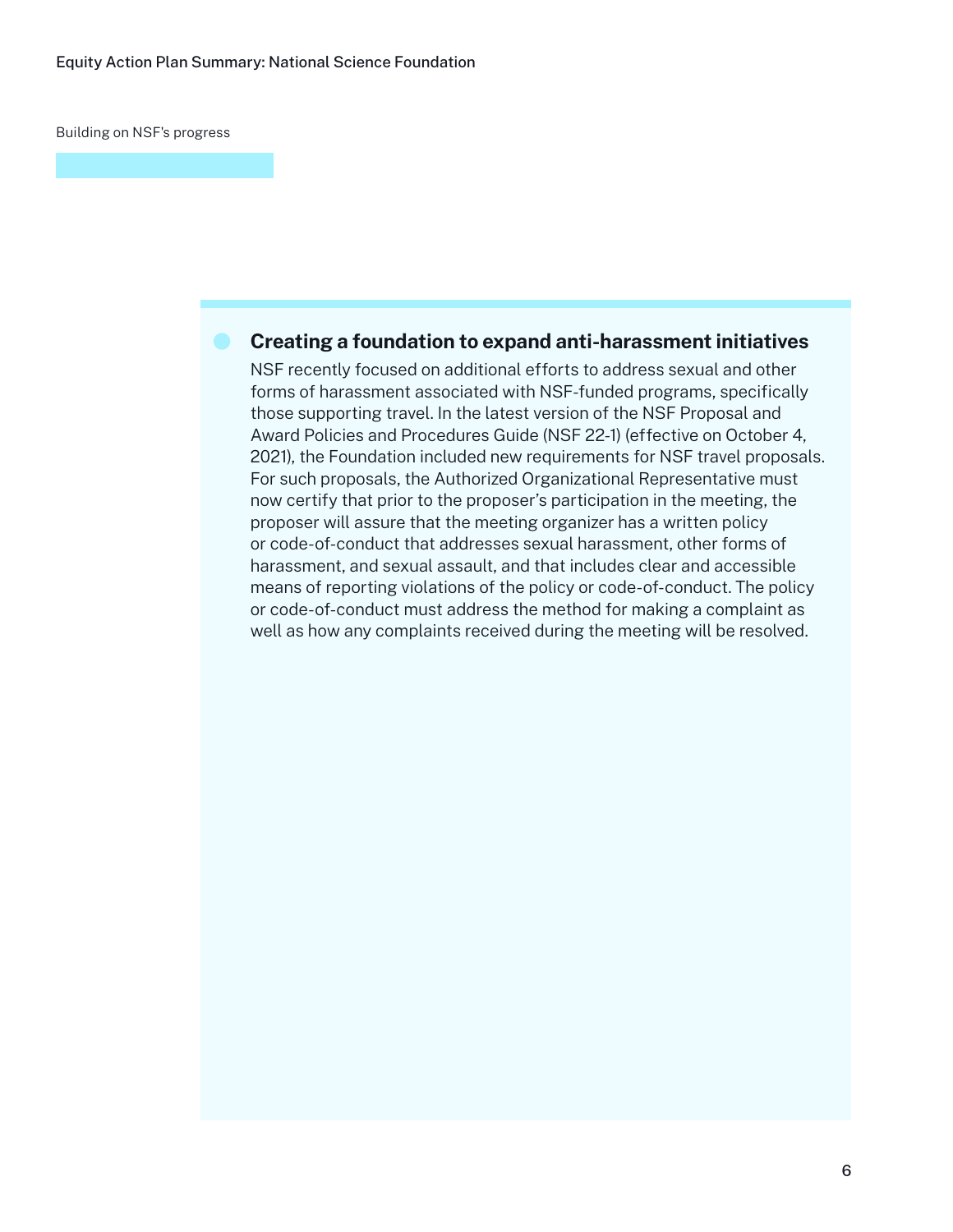Building on NSF's progress

### Creating a foundation to expand anti-harassment initiatives

NSF recently focused on additional efforts to address sexual and other forms of harassment associated with NSF-funded programs, specifically those supporting travel. In the latest version of the NSF Proposal and Award Policies and Procedures Guide (NSF 22-1) (effective on October 4, 2021), the Foundation included new requirements for NSF travel proposals. For such proposals, the Authorized Organizational Representative must now certify that prior to the proposer's participation in the meeting, the proposer will assure that the meeting organizer has a written policy or code-of-conduct that addresses sexual harassment, other forms of harassment, and sexual assault, and that includes clear and accessible means of reporting violations of the policy or code-of-conduct. The policy or code-of-conduct must address the method for making a complaint as well as how any complaints received during the meeting will be resolved.